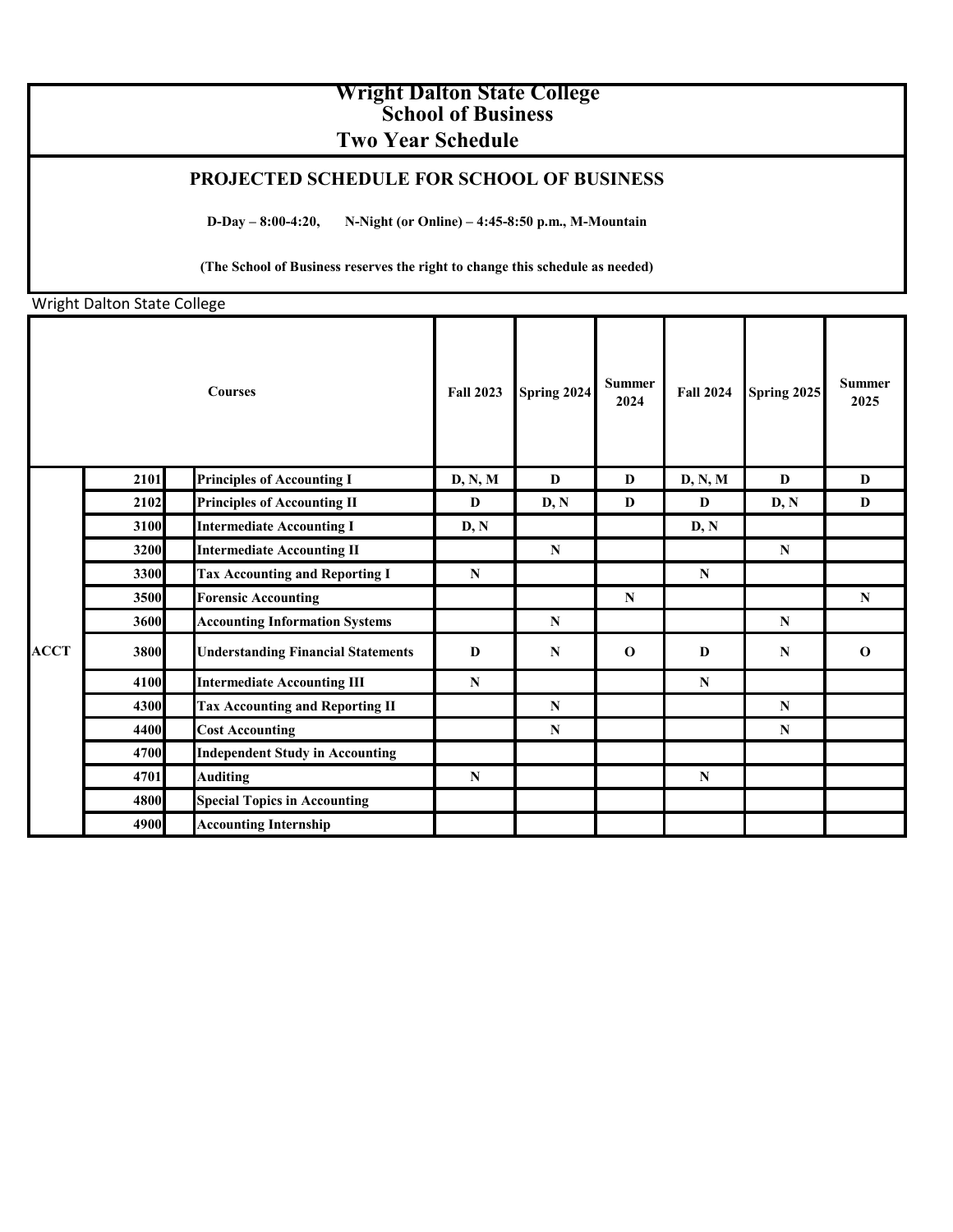# Wright Dalton State College
## School of Business
## Two Year Schedule

### PROJECTED SCHEDULE FOR SCHOOL OF BUSINESS

**D-Day – 8:00-4:20, N-Night (or Online) – 4:45-8:50 p.m., M-Mountain**

**(The School of Business reserves the right to change this schedule as needed)**

Wright Dalton State College

| | | | Courses | Fall 2023 | Spring 2024 | Summer 2024 | Fall 2024 | Spring 2025 | Summer 2025 |
|---|---|---|---|---|---|---|---|---|---|
| ACCT | 2101 | | Principles of Accounting I | D, N, M | D | D | D, N, M | D | D |
| | 2102 | | Principles of Accounting II | D | D, N | D | D | D, N | D |
| | 3100 | | Intermediate Accounting I | D, N | | | D, N | | |
| | 3200 | | Intermediate Accounting II | | N | | | N | |
| | 3300 | | Tax Accounting and Reporting I | N | | | N | | |
| | 3500 | | Forensic Accounting | | | N | | | N |
| | 3600 | | Accounting Information Systems | | N | | | N | |
| | 3800 | | Understanding Financial Statements | D | N | O | D | N | O |
| | 4100 | | Intermediate Accounting III | N | | | N | | |
| | 4300 | | Tax Accounting and Reporting II | | N | | | N | |
| | 4400 | | Cost Accounting | | N | | | N | |
| | 4700 | | Independent Study in Accounting | | | | | | |
| | 4701 | | Auditing | N | | | N | | |
| | 4800 | | Special Topics in Accounting | | | | | | |
| | 4900 | | Accounting Internship | | | | | | |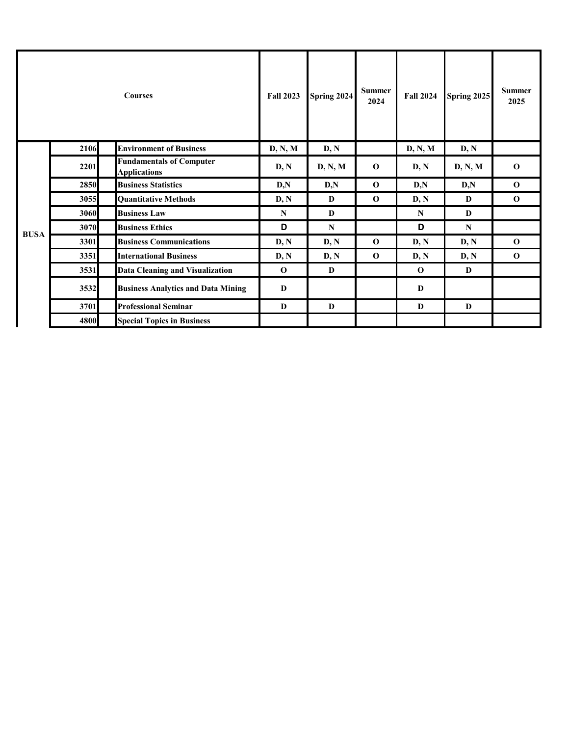| Courses | | | Fall 2023 | Spring 2024 | Summer 2024 | Fall 2024 | Spring 2025 | Summer 2025 |
|---|---|---|---|---|---|---|---|---|
| BUSA | 2106 | Environment of Business | D, N, M | D, N | | D, N, M | D, N | |
| | 2201 | Fundamentals of Computer Applications | D, N | D, N, M | O | D, N | D, N, M | O |
| | 2850 | Business Statistics | D,N | D,N | O | D,N | D,N | O |
| | 3055 | Quantitative Methods | D, N | D | O | D, N | D | O |
| | 3060 | Business Law | N | D | | N | D | |
| | 3070 | Business Ethics | D | N | | D | N | |
| | 3301 | Business Communications | D, N | D, N | O | D, N | D, N | O |
| | 3351 | International Business | D, N | D, N | O | D, N | D, N | O |
| | 3531 | Data Cleaning and Visualization | O | D | | O | D | |
| | 3532 | Business Analytics and Data Mining | D | | | D | | |
| | 3701 | Professional Seminar | D | D | | D | D | |
| | 4800 | Special Topics in Business | | | | | | |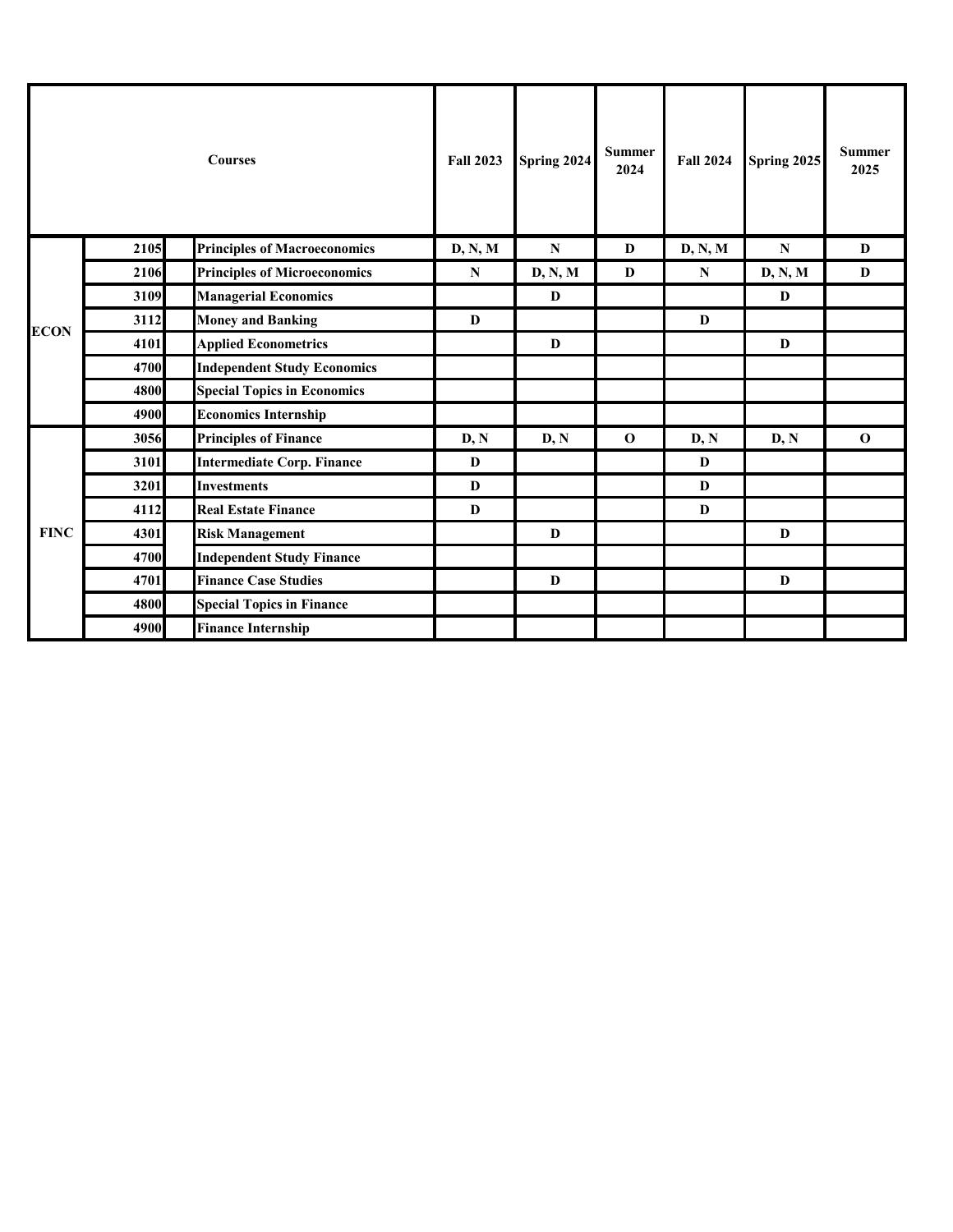| Courses | | | Fall 2023 | Spring 2024 | Summer 2024 | Fall 2024 | Spring 2025 | Summer 2025 |
|---|---|---|---|---|---|---|---|---|
| ECON | 2105 | Principles of Macroeconomics | D, N, M | N | D | D, N, M | N | D |
| | 2106 | Principles of Microeconomics | N | D, N, M | D | N | D, N, M | D |
| | 3109 | Managerial Economics | | D | | | D | |
| | 3112 | Money and Banking | D | | | D | | |
| | 4101 | Applied Econometrics | | D | | | D | |
| | 4700 | Independent Study Economics | | | | | | |
| | 4800 | Special Topics in Economics | | | | | | |
| | 4900 | Economics Internship | | | | | | |
| FINC | 3056 | Principles of Finance | D, N | D, N | O | D, N | D, N | O |
| | 3101 | Intermediate Corp. Finance | D | | | D | | |
| | 3201 | Investments | D | | | D | | |
| | 4112 | Real Estate Finance | D | | | D | | |
| | 4301 | Risk Management | | D | | | D | |
| | 4700 | Independent Study Finance | | | | | | |
| | 4701 | Finance Case Studies | | D | | | D | |
| | 4800 | Special Topics in Finance | | | | | | |
| | 4900 | Finance Internship | | | | | | |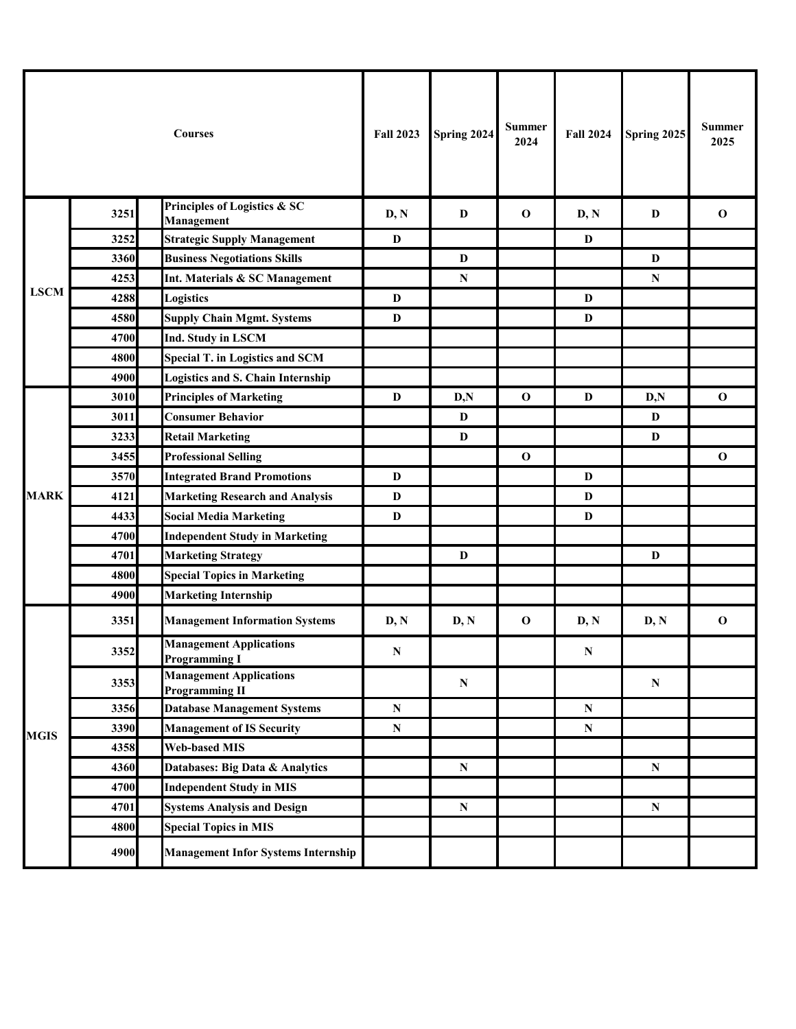| Courses | | | Fall 2023 | Spring 2024 | Summer 2024 | Fall 2024 | Spring 2025 | Summer 2025 |
|---|---|---|---|---|---|---|---|---|
| LSCM | 3251 | Principles of Logistics & SC Management | D, N | D | O | D, N | D | O |
| | 3252 | Strategic Supply Management | D | | | D | | |
| | 3360 | Business Negotiations Skills | | D | | | D | |
| | 4253 | Int. Materials & SC Management | | N | | | N | |
| | 4288 | Logistics | D | | | D | | |
| | 4580 | Supply Chain Mgmt. Systems | D | | | D | | |
| | 4700 | Ind. Study in LSCM | | | | | | |
| | 4800 | Special T. in Logistics and SCM | | | | | | |
| | 4900 | Logistics and S. Chain Internship | | | | | | |
| MARK | 3010 | Principles of Marketing | D | D,N | O | D | D,N | O |
| | 3011 | Consumer Behavior | | D | | | D | |
| | 3233 | Retail Marketing | | D | | | D | |
| | 3455 | Professional Selling | | | O | | | O |
| | 3570 | Integrated Brand Promotions | D | | | D | | |
| | 4121 | Marketing Research and Analysis | D | | | D | | |
| | 4433 | Social Media Marketing | D | | | D | | |
| | 4700 | Independent Study in Marketing | | | | | | |
| | 4701 | Marketing Strategy | | D | | | D | |
| | 4800 | Special Topics in Marketing | | | | | | |
| | 4900 | Marketing Internship | | | | | | |
| MGIS | 3351 | Management Information Systems | D, N | D, N | O | D, N | D, N | O |
| | 3352 | Management Applications Programming I | N | | | N | | |
| | 3353 | Management Applications Programming II | | N | | | N | |
| | 3356 | Database Management Systems | N | | | N | | |
| | 3390 | Management of IS Security | N | | | N | | |
| | 4358 | Web-based MIS | | | | | | |
| | 4360 | Databases: Big Data & Analytics | | N | | | N | |
| | 4700 | Independent Study in MIS | | | | | | |
| | 4701 | Systems Analysis and Design | | N | | | N | |
| | 4800 | Special Topics in MIS | | | | | | |
| | 4900 | Management Infor Systems Internship | | | | | | |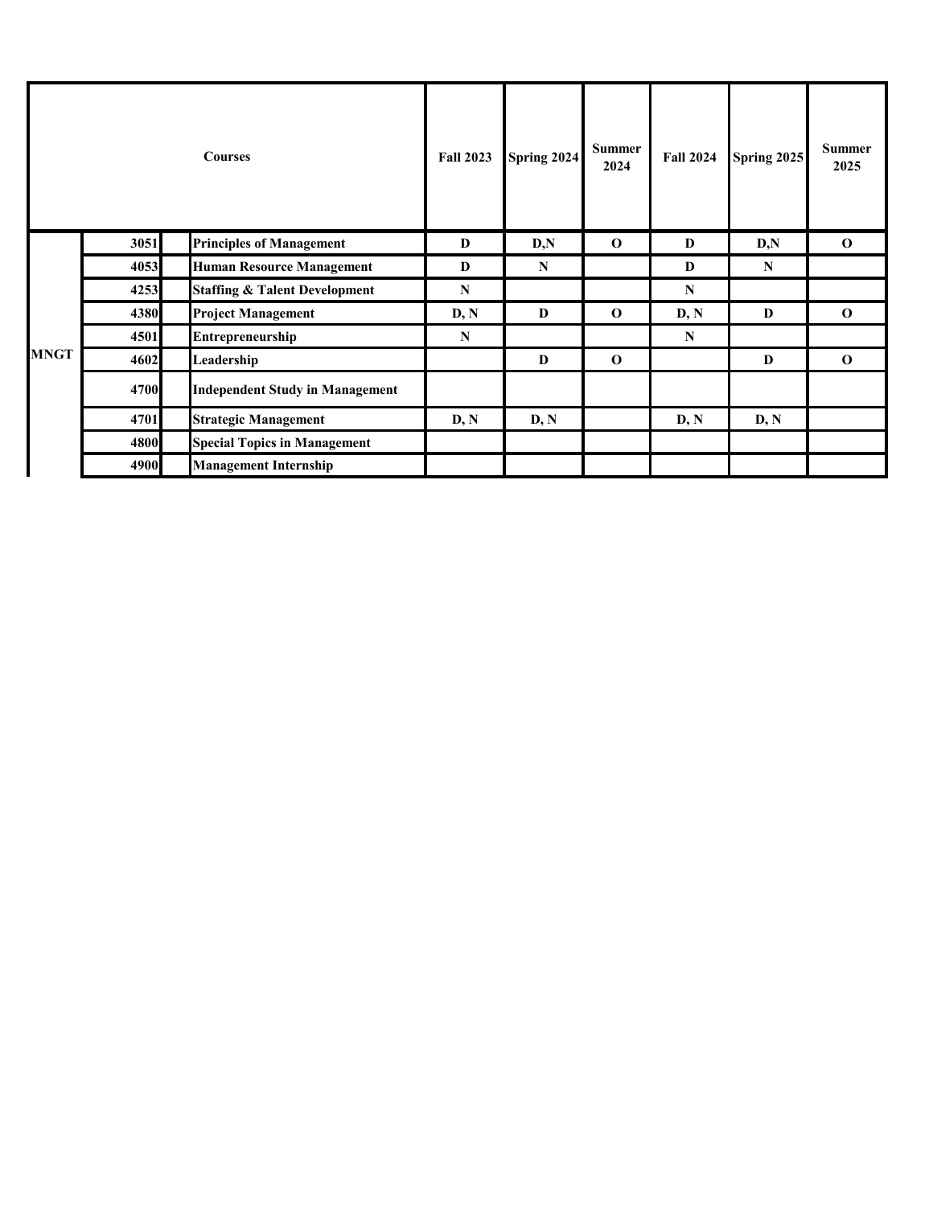| Courses | | | Fall 2023 | Spring 2024 | Summer 2024 | Fall 2024 | Spring 2025 | Summer 2025 |
|---|---|---|---|---|---|---|---|---|
| MNGT | 3051 | Principles of Management | D | D,N | O | D | D,N | O |
| | 4053 | Human Resource Management | D | N | | D | N | |
| | 4253 | Staffing & Talent Development | N | | | N | | |
| | 4380 | Project Management | D, N | D | O | D, N | D | O |
| | 4501 | Entrepreneurship | N | | | N | | |
| | 4602 | Leadership | | D | O | | D | O |
| | 4700 | Independent Study in Management | | | | | | |
| | 4701 | Strategic Management | D, N | D, N | | D, N | D, N | |
| | 4800 | Special Topics in Management | | | | | | |
| | 4900 | Management Internship | | | | | | |